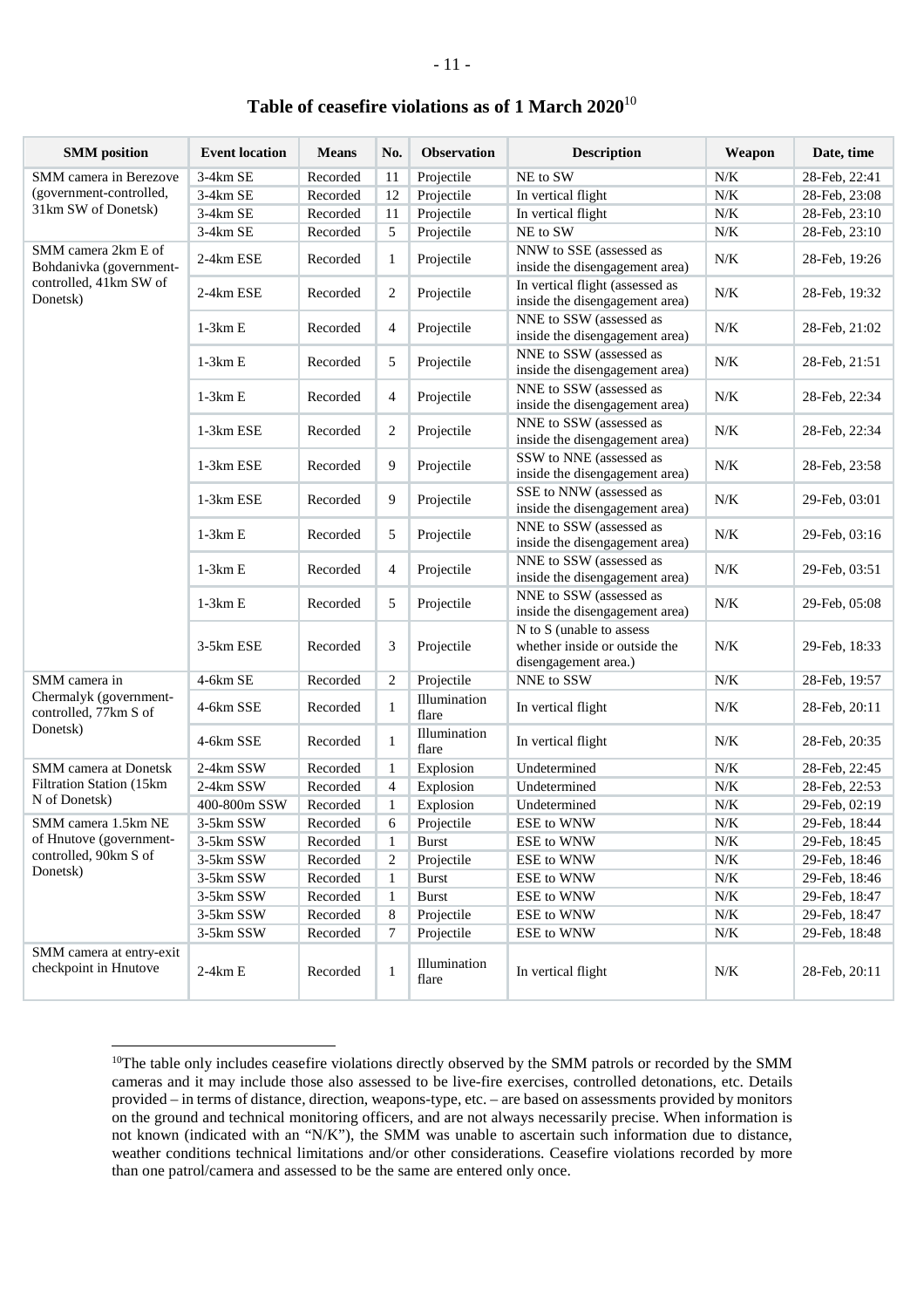# Table of ceasefire violations as of 1 March 2020[10]

| SMM position | Event location | Means | No. | Observation | Description | Weapon | Date, time |
|---|---|---|---|---|---|---|---|
| SMM camera in Berezove (government-controlled, 31km SW of Donetsk) | 3-4km SE | Recorded | 11 | Projectile | NE to SW | N/K | 28-Feb, 22:41 |
| | 3-4km SE | Recorded | 12 | Projectile | In vertical flight | N/K | 28-Feb, 23:08 |
| | 3-4km SE | Recorded | 11 | Projectile | In vertical flight | N/K | 28-Feb, 23:10 |
| | 3-4km SE | Recorded | 5 | Projectile | NE to SW | N/K | 28-Feb, 23:10 |
| SMM camera 2km E of Bohdanivka (government-controlled, 41km SW of Donetsk) | 2-4km ESE | Recorded | 1 | Projectile | NNW to SSE (assessed as inside the disengagement area) | N/K | 28-Feb, 19:26 |
| | 2-4km ESE | Recorded | 2 | Projectile | In vertical flight (assessed as inside the disengagement area) | N/K | 28-Feb, 19:32 |
| | 1-3km E | Recorded | 4 | Projectile | NNE to SSW (assessed as inside the disengagement area) | N/K | 28-Feb, 21:02 |
| | 1-3km E | Recorded | 5 | Projectile | NNE to SSW (assessed as inside the disengagement area) | N/K | 28-Feb, 21:51 |
| | 1-3km E | Recorded | 4 | Projectile | NNE to SSW (assessed as inside the disengagement area) | N/K | 28-Feb, 22:34 |
| | 1-3km ESE | Recorded | 2 | Projectile | NNE to SSW (assessed as inside the disengagement area) | N/K | 28-Feb, 22:34 |
| | 1-3km ESE | Recorded | 9 | Projectile | SSW to NNE (assessed as inside the disengagement area) | N/K | 28-Feb, 23:58 |
| | 1-3km ESE | Recorded | 9 | Projectile | SSE to NNW (assessed as inside the disengagement area) | N/K | 29-Feb, 03:01 |
| | 1-3km E | Recorded | 5 | Projectile | NNE to SSW (assessed as inside the disengagement area) | N/K | 29-Feb, 03:16 |
| | 1-3km E | Recorded | 4 | Projectile | NNE to SSW (assessed as inside the disengagement area) | N/K | 29-Feb, 03:51 |
| | 1-3km E | Recorded | 5 | Projectile | NNE to SSW (assessed as inside the disengagement area) | N/K | 29-Feb, 05:08 |
| | 3-5km ESE | Recorded | 3 | Projectile | N to S (unable to assess whether inside or outside the disengagement area.) | N/K | 29-Feb, 18:33 |
| SMM camera in Chermalyk (government-controlled, 77km S of Donetsk) | 4-6km SE | Recorded | 2 | Projectile | NNE to SSW | N/K | 28-Feb, 19:57 |
| | 4-6km SSE | Recorded | 1 | Illumination flare | In vertical flight | N/K | 28-Feb, 20:11 |
| | 4-6km SSE | Recorded | 1 | Illumination flare | In vertical flight | N/K | 28-Feb, 20:35 |
| SMM camera at Donetsk Filtration Station (15km N of Donetsk) | 2-4km SSW | Recorded | 1 | Explosion | Undetermined | N/K | 28-Feb, 22:45 |
| | 2-4km SSW | Recorded | 4 | Explosion | Undetermined | N/K | 28-Feb, 22:53 |
| | 400-800m SSW | Recorded | 1 | Explosion | Undetermined | N/K | 29-Feb, 02:19 |
| SMM camera 1.5km NE of Hnutove (government-controlled, 90km S of Donetsk) | 3-5km SSW | Recorded | 6 | Projectile | ESE to WNW | N/K | 29-Feb, 18:44 |
| | 3-5km SSW | Recorded | 1 | Burst | ESE to WNW | N/K | 29-Feb, 18:45 |
| | 3-5km SSW | Recorded | 2 | Projectile | ESE to WNW | N/K | 29-Feb, 18:46 |
| | 3-5km SSW | Recorded | 1 | Burst | ESE to WNW | N/K | 29-Feb, 18:46 |
| | 3-5km SSW | Recorded | 1 | Burst | ESE to WNW | N/K | 29-Feb, 18:47 |
| | 3-5km SSW | Recorded | 8 | Projectile | ESE to WNW | N/K | 29-Feb, 18:47 |
| | 3-5km SSW | Recorded | 7 | Projectile | ESE to WNW | N/K | 29-Feb, 18:48 |
| SMM camera at entry-exit checkpoint in Hnutove | 2-4km E | Recorded | 1 | Illumination flare | In vertical flight | N/K | 28-Feb, 20:11 |

[10]The table only includes ceasefire violations directly observed by the SMM patrols or recorded by the SMM cameras and it may include those also assessed to be live-fire exercises, controlled detonations, etc. Details provided – in terms of distance, direction, weapons-type, etc. – are based on assessments provided by monitors on the ground and technical monitoring officers, and are not always necessarily precise. When information is not known (indicated with an "N/K"), the SMM was unable to ascertain such information due to distance, weather conditions technical limitations and/or other considerations. Ceasefire violations recorded by more than one patrol/camera and assessed to be the same are entered only once.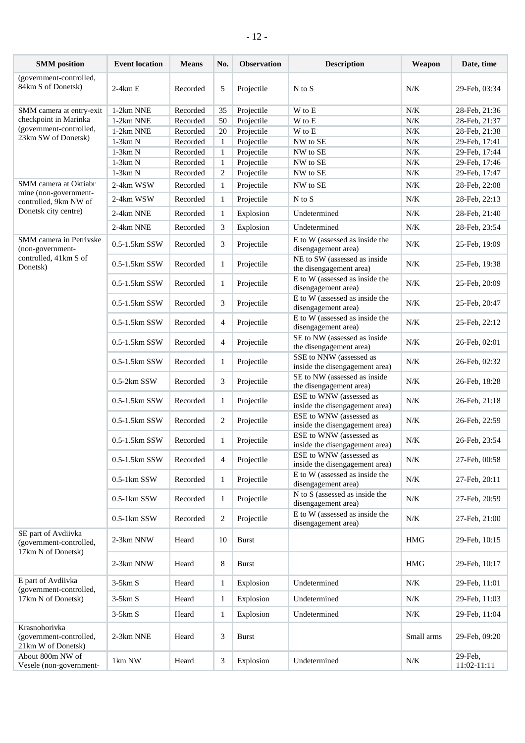| SMM position | Event location | Means | No. | Observation | Description | Weapon | Date, time |
|---|---|---|---|---|---|---|---|
| (government-controlled, 84km S of Donetsk) | 2-4km E | Recorded | 5 | Projectile | N to S | N/K | 29-Feb, 03:34 |
| SMM camera at entry-exit checkpoint in Marinka (government-controlled, 23km SW of Donetsk) | 1-2km NNE | Recorded | 35 | Projectile | W to E | N/K | 28-Feb, 21:36 |
| | 1-2km NNE | Recorded | 50 | Projectile | W to E | N/K | 28-Feb, 21:37 |
| | 1-2km NNE | Recorded | 20 | Projectile | W to E | N/K | 28-Feb, 21:38 |
| | 1-3km N | Recorded | 1 | Projectile | NW to SE | N/K | 29-Feb, 17:41 |
| | 1-3km N | Recorded | 1 | Projectile | NW to SE | N/K | 29-Feb, 17:44 |
| | 1-3km N | Recorded | 1 | Projectile | NW to SE | N/K | 29-Feb, 17:46 |
| | 1-3km N | Recorded | 2 | Projectile | NW to SE | N/K | 29-Feb, 17:47 |
| SMM camera at Oktiabr mine (non-government-controlled, 9km NW of Donetsk city centre) | 2-4km WSW | Recorded | 1 | Projectile | NW to SE | N/K | 28-Feb, 22:08 |
| | 2-4km WSW | Recorded | 1 | Projectile | N to S | N/K | 28-Feb, 22:13 |
| | 2-4km NNE | Recorded | 1 | Explosion | Undetermined | N/K | 28-Feb, 21:40 |
| | 2-4km NNE | Recorded | 3 | Explosion | Undetermined | N/K | 28-Feb, 23:54 |
| SMM camera in Petrivske (non-government-controlled, 41km S of Donetsk) | 0.5-1.5km SSW | Recorded | 3 | Projectile | E to W (assessed as inside the disengagement area) | N/K | 25-Feb, 19:09 |
| | 0.5-1.5km SSW | Recorded | 1 | Projectile | NE to SW (assessed as inside the disengagement area) | N/K | 25-Feb, 19:38 |
| | 0.5-1.5km SSW | Recorded | 1 | Projectile | E to W (assessed as inside the disengagement area) | N/K | 25-Feb, 20:09 |
| | 0.5-1.5km SSW | Recorded | 3 | Projectile | E to W (assessed as inside the disengagement area) | N/K | 25-Feb, 20:47 |
| | 0.5-1.5km SSW | Recorded | 4 | Projectile | E to W (assessed as inside the disengagement area) | N/K | 25-Feb, 22:12 |
| | 0.5-1.5km SSW | Recorded | 4 | Projectile | SE to NW (assessed as inside the disengagement area) | N/K | 26-Feb, 02:01 |
| | 0.5-1.5km SSW | Recorded | 1 | Projectile | SSE to NNW (assessed as inside the disengagement area) | N/K | 26-Feb, 02:32 |
| | 0.5-2km SSW | Recorded | 3 | Projectile | SE to NW (assessed as inside the disengagement area) | N/K | 26-Feb, 18:28 |
| | 0.5-1.5km SSW | Recorded | 1 | Projectile | ESE to WNW (assessed as inside the disengagement area) | N/K | 26-Feb, 21:18 |
| | 0.5-1.5km SSW | Recorded | 2 | Projectile | ESE to WNW (assessed as inside the disengagement area) | N/K | 26-Feb, 22:59 |
| | 0.5-1.5km SSW | Recorded | 1 | Projectile | ESE to WNW (assessed as inside the disengagement area) | N/K | 26-Feb, 23:54 |
| | 0.5-1.5km SSW | Recorded | 4 | Projectile | ESE to WNW (assessed as inside the disengagement area) | N/K | 27-Feb, 00:58 |
| | 0.5-1km SSW | Recorded | 1 | Projectile | E to W (assessed as inside the disengagement area) | N/K | 27-Feb, 20:11 |
| | 0.5-1km SSW | Recorded | 1 | Projectile | N to S (assessed as inside the disengagement area) | N/K | 27-Feb, 20:59 |
| | 0.5-1km SSW | Recorded | 2 | Projectile | E to W (assessed as inside the disengagement area) | N/K | 27-Feb, 21:00 |
| SE part of Avdiivka (government-controlled, 17km N of Donetsk) | 2-3km NNW | Heard | 10 | Burst | | HMG | 29-Feb, 10:15 |
| | 2-3km NNW | Heard | 8 | Burst | | HMG | 29-Feb, 10:17 |
| E part of Avdiivka (government-controlled, 17km N of Donetsk) | 3-5km S | Heard | 1 | Explosion | Undetermined | N/K | 29-Feb, 11:01 |
| | 3-5km S | Heard | 1 | Explosion | Undetermined | N/K | 29-Feb, 11:03 |
| | 3-5km S | Heard | 1 | Explosion | Undetermined | N/K | 29-Feb, 11:04 |
| Krasnohorivka (government-controlled, 21km W of Donetsk) | 2-3km NNE | Heard | 3 | Burst | | Small arms | 29-Feb, 09:20 |
| About 800m NW of Vesele (non-government- | 1km NW | Heard | 3 | Explosion | Undetermined | N/K | 29-Feb, 11:02-11:11 |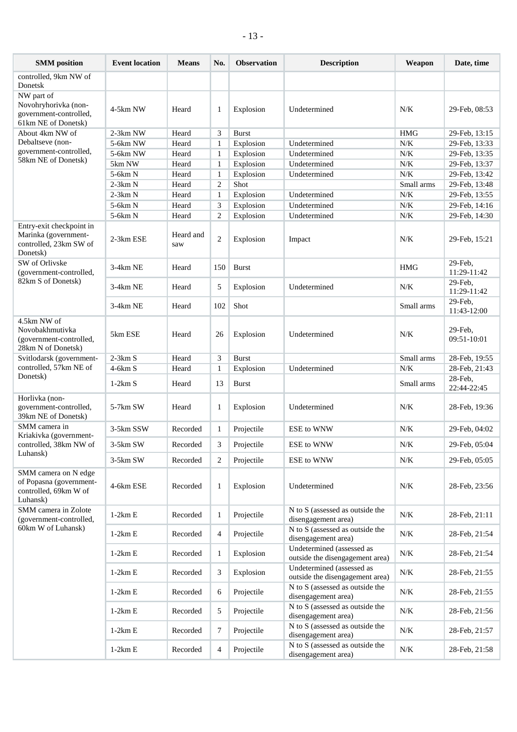| SMM position | Event location | Means | No. | Observation | Description | Weapon | Date, time |
|---|---|---|---|---|---|---|---|
| controlled, 9km NW of Donetsk | | | | | | | |
| NW part of Novohryhorivka (non-government-controlled, 61km NE of Donetsk) | 4-5km NW | Heard | 1 | Explosion | Undetermined | N/K | 29-Feb, 08:53 |
| About 4km NW of Debaltseve (non-government-controlled, 58km NE of Donetsk) | 2-3km NW | Heard | 3 | Burst | | HMG | 29-Feb, 13:15 |
| | 5-6km NW | Heard | 1 | Explosion | Undetermined | N/K | 29-Feb, 13:33 |
| | 5-6km NW | Heard | 1 | Explosion | Undetermined | N/K | 29-Feb, 13:35 |
| | 5km NW | Heard | 1 | Explosion | Undetermined | N/K | 29-Feb, 13:37 |
| | 5-6km N | Heard | 1 | Explosion | Undetermined | N/K | 29-Feb, 13:42 |
| | 2-3km N | Heard | 2 | Shot | | Small arms | 29-Feb, 13:48 |
| | 2-3km N | Heard | 1 | Explosion | Undetermined | N/K | 29-Feb, 13:55 |
| | 5-6km N | Heard | 3 | Explosion | Undetermined | N/K | 29-Feb, 14:16 |
| | 5-6km N | Heard | 2 | Explosion | Undetermined | N/K | 29-Feb, 14:30 |
| Entry-exit checkpoint in Marinka (government-controlled, 23km SW of Donetsk) | 2-3km ESE | Heard and saw | 2 | Explosion | Impact | N/K | 29-Feb, 15:21 |
| SW of Orlivske (government-controlled, 82km S of Donetsk) | 3-4km NE | Heard | 150 | Burst | | HMG | 29-Feb, 11:29-11:42 |
| | 3-4km NE | Heard | 5 | Explosion | Undetermined | N/K | 29-Feb, 11:29-11:42 |
| | 3-4km NE | Heard | 102 | Shot | | Small arms | 29-Feb, 11:43-12:00 |
| 4.5km NW of Novobakhmutivka (government-controlled, 28km N of Donetsk) | 5km ESE | Heard | 26 | Explosion | Undetermined | N/K | 29-Feb, 09:51-10:01 |
| Svitlodarsk (government-controlled, 57km NE of Donetsk) | 2-3km S | Heard | 3 | Burst | | Small arms | 28-Feb, 19:55 |
| | 4-6km S | Heard | 1 | Explosion | Undetermined | N/K | 28-Feb, 21:43 |
| | 1-2km S | Heard | 13 | Burst | | Small arms | 28-Feb, 22:44-22:45 |
| Horlivka (non-government-controlled, 39km NE of Donetsk) | 5-7km SW | Heard | 1 | Explosion | Undetermined | N/K | 28-Feb, 19:36 |
| SMM camera in Kriakivka (government-controlled, 38km NW of Luhansk) | 3-5km SSW | Recorded | 1 | Projectile | ESE to WNW | N/K | 29-Feb, 04:02 |
| | 3-5km SW | Recorded | 3 | Projectile | ESE to WNW | N/K | 29-Feb, 05:04 |
| | 3-5km SW | Recorded | 2 | Projectile | ESE to WNW | N/K | 29-Feb, 05:05 |
| SMM camera on N edge of Popasna (government-controlled, 69km W of Luhansk) | 4-6km ESE | Recorded | 1 | Explosion | Undetermined | N/K | 28-Feb, 23:56 |
| SMM camera in Zolote (government-controlled, 60km W of Luhansk) | 1-2km E | Recorded | 1 | Projectile | N to S (assessed as outside the disengagement area) | N/K | 28-Feb, 21:11 |
| | 1-2km E | Recorded | 4 | Projectile | N to S (assessed as outside the disengagement area) | N/K | 28-Feb, 21:54 |
| | 1-2km E | Recorded | 1 | Explosion | Undetermined (assessed as outside the disengagement area) | N/K | 28-Feb, 21:54 |
| | 1-2km E | Recorded | 3 | Explosion | Undetermined (assessed as outside the disengagement area) | N/K | 28-Feb, 21:55 |
| | 1-2km E | Recorded | 6 | Projectile | N to S (assessed as outside the disengagement area) | N/K | 28-Feb, 21:55 |
| | 1-2km E | Recorded | 5 | Projectile | N to S (assessed as outside the disengagement area) | N/K | 28-Feb, 21:56 |
| | 1-2km E | Recorded | 7 | Projectile | N to S (assessed as outside the disengagement area) | N/K | 28-Feb, 21:57 |
| | 1-2km E | Recorded | 4 | Projectile | N to S (assessed as outside the disengagement area) | N/K | 28-Feb, 21:58 |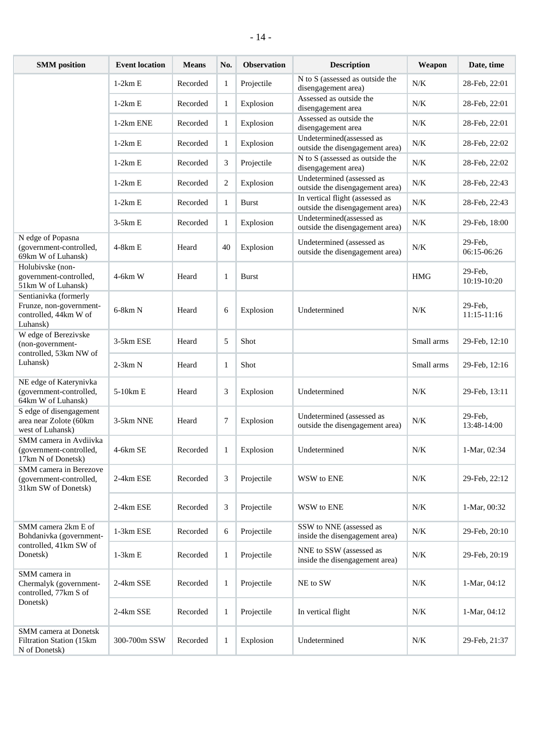| SMM position | Event location | Means | No. | Observation | Description | Weapon | Date, time |
|---|---|---|---|---|---|---|---|
| | 1-2km E | Recorded | 1 | Projectile | N to S (assessed as outside the disengagement area) | N/K | 28-Feb, 22:01 |
| | 1-2km E | Recorded | 1 | Explosion | Assessed as outside the disengagement area | N/K | 28-Feb, 22:01 |
| | 1-2km ENE | Recorded | 1 | Explosion | Assessed as outside the disengagement area | N/K | 28-Feb, 22:01 |
| | 1-2km E | Recorded | 1 | Explosion | Undetermined(assessed as outside the disengagement area) | N/K | 28-Feb, 22:02 |
| | 1-2km E | Recorded | 3 | Projectile | N to S (assessed as outside the disengagement area) | N/K | 28-Feb, 22:02 |
| | 1-2km E | Recorded | 2 | Explosion | Undetermined (assessed as outside the disengagement area) | N/K | 28-Feb, 22:43 |
| | 1-2km E | Recorded | 1 | Burst | In vertical flight (assessed as outside the disengagement area) | N/K | 28-Feb, 22:43 |
| | 3-5km E | Recorded | 1 | Explosion | Undetermined(assessed as outside the disengagement area) | N/K | 29-Feb, 18:00 |
| N edge of Popasna (government-controlled, 69km W of Luhansk) | 4-8km E | Heard | 40 | Explosion | Undetermined (assessed as outside the disengagement area) | N/K | 29-Feb, 06:15-06:26 |
| Holubivske (non-government-controlled, 51km W of Luhansk) | 4-6km W | Heard | 1 | Burst | | HMG | 29-Feb, 10:19-10:20 |
| Sentianivka (formerly Frunze, non-government-controlled, 44km W of Luhansk) | 6-8km N | Heard | 6 | Explosion | Undetermined | N/K | 29-Feb, 11:15-11:16 |
| W edge of Berezivske (non-government-controlled, 53km NW of Luhansk) | 3-5km ESE | Heard | 5 | Shot | | Small arms | 29-Feb, 12:10 |
| | 2-3km N | Heard | 1 | Shot | | Small arms | 29-Feb, 12:16 |
| NE edge of Katerynivka (government-controlled, 64km W of Luhansk) | 5-10km E | Heard | 3 | Explosion | Undetermined | N/K | 29-Feb, 13:11 |
| S edge of disengagement area near Zolote (60km west of Luhansk) | 3-5km NNE | Heard | 7 | Explosion | Undetermined (assessed as outside the disengagement area) | N/K | 29-Feb, 13:48-14:00 |
| SMM camera in Avdiivka (government-controlled, 17km N of Donetsk) | 4-6km SE | Recorded | 1 | Explosion | Undetermined | N/K | 1-Mar, 02:34 |
| SMM camera in Berezove (government-controlled, 31km SW of Donetsk) | 2-4km ESE | Recorded | 3 | Projectile | WSW to ENE | N/K | 29-Feb, 22:12 |
| | 2-4km ESE | Recorded | 3 | Projectile | WSW to ENE | N/K | 1-Mar, 00:32 |
| SMM camera 2km E of Bohdanivka (government-controlled, 41km SW of Donetsk) | 1-3km ESE | Recorded | 6 | Projectile | SSW to NNE (assessed as inside the disengagement area) | N/K | 29-Feb, 20:10 |
| | 1-3km E | Recorded | 1 | Projectile | NNE to SSW (assessed as inside the disengagement area) | N/K | 29-Feb, 20:19 |
| SMM camera in Chermalyk (government-controlled, 77km S of Donetsk) | 2-4km SSE | Recorded | 1 | Projectile | NE to SW | N/K | 1-Mar, 04:12 |
| | 2-4km SSE | Recorded | 1 | Projectile | In vertical flight | N/K | 1-Mar, 04:12 |
| SMM camera at Donetsk Filtration Station (15km N of Donetsk) | 300-700m SSW | Recorded | 1 | Explosion | Undetermined | N/K | 29-Feb, 21:37 |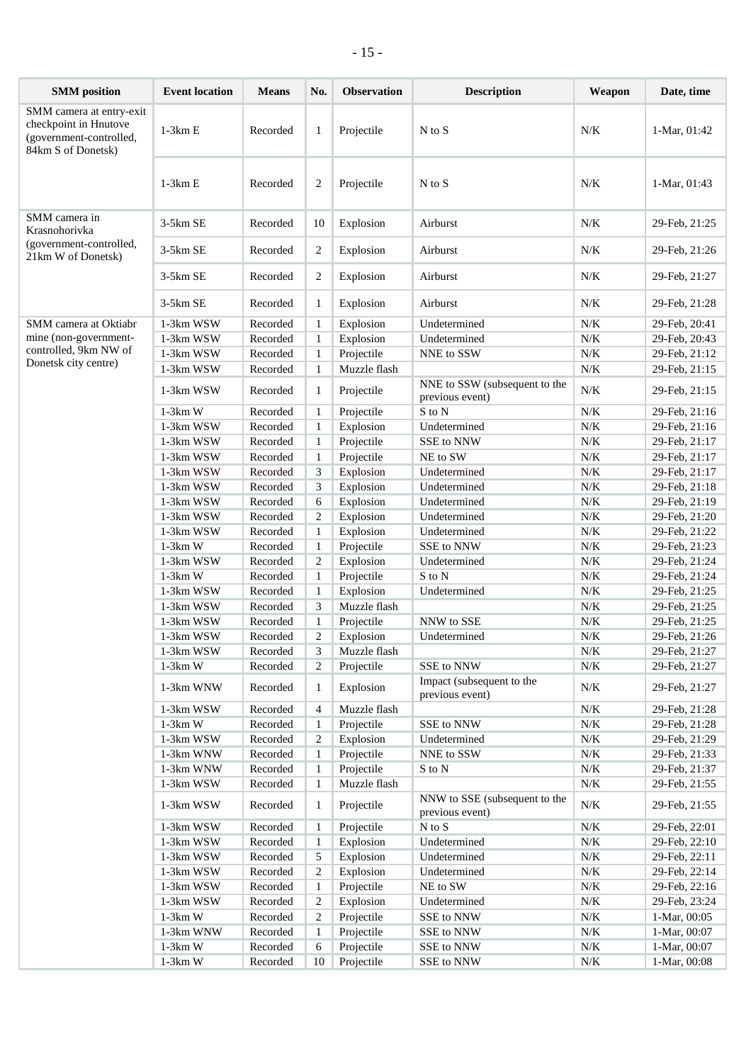| SMM position | Event location | Means | No. | Observation | Description | Weapon | Date, time |
|---|---|---|---|---|---|---|---|
| SMM camera at entry-exit checkpoint in Hnutove (government-controlled, 84km S of Donetsk) | 1-3km E | Recorded | 1 | Projectile | N to S | N/K | 1-Mar, 01:42 |
| | 1-3km E | Recorded | 2 | Projectile | N to S | N/K | 1-Mar, 01:43 |
| SMM camera in Krasnohorivka (government-controlled, 21km W of Donetsk) | 3-5km SE | Recorded | 10 | Explosion | Airburst | N/K | 29-Feb, 21:25 |
| | 3-5km SE | Recorded | 2 | Explosion | Airburst | N/K | 29-Feb, 21:26 |
| | 3-5km SE | Recorded | 2 | Explosion | Airburst | N/K | 29-Feb, 21:27 |
| | 3-5km SE | Recorded | 1 | Explosion | Airburst | N/K | 29-Feb, 21:28 |
| SMM camera at Oktiabr mine (non-government-controlled, 9km NW of Donetsk city centre) | 1-3km WSW | Recorded | 1 | Explosion | Undetermined | N/K | 29-Feb, 20:41 |
| | 1-3km WSW | Recorded | 1 | Explosion | Undetermined | N/K | 29-Feb, 20:43 |
| | 1-3km WSW | Recorded | 1 | Projectile | NNE to SSW | N/K | 29-Feb, 21:12 |
| | 1-3km WSW | Recorded | 1 | Muzzle flash | | N/K | 29-Feb, 21:15 |
| | 1-3km WSW | Recorded | 1 | Projectile | NNE to SSW (subsequent to the previous event) | N/K | 29-Feb, 21:15 |
| | 1-3km W | Recorded | 1 | Projectile | S to N | N/K | 29-Feb, 21:16 |
| | 1-3km WSW | Recorded | 1 | Explosion | Undetermined | N/K | 29-Feb, 21:16 |
| | 1-3km WSW | Recorded | 1 | Projectile | SSE to NNW | N/K | 29-Feb, 21:17 |
| | 1-3km WSW | Recorded | 1 | Projectile | NE to SW | N/K | 29-Feb, 21:17 |
| | 1-3km WSW | Recorded | 3 | Explosion | Undetermined | N/K | 29-Feb, 21:17 |
| | 1-3km WSW | Recorded | 3 | Explosion | Undetermined | N/K | 29-Feb, 21:18 |
| | 1-3km WSW | Recorded | 6 | Explosion | Undetermined | N/K | 29-Feb, 21:19 |
| | 1-3km WSW | Recorded | 2 | Explosion | Undetermined | N/K | 29-Feb, 21:20 |
| | 1-3km WSW | Recorded | 1 | Explosion | Undetermined | N/K | 29-Feb, 21:22 |
| | 1-3km W | Recorded | 1 | Projectile | SSE to NNW | N/K | 29-Feb, 21:23 |
| | 1-3km WSW | Recorded | 2 | Explosion | Undetermined | N/K | 29-Feb, 21:24 |
| | 1-3km W | Recorded | 1 | Projectile | S to N | N/K | 29-Feb, 21:24 |
| | 1-3km WSW | Recorded | 1 | Explosion | Undetermined | N/K | 29-Feb, 21:25 |
| | 1-3km WSW | Recorded | 3 | Muzzle flash | | N/K | 29-Feb, 21:25 |
| | 1-3km WSW | Recorded | 1 | Projectile | NNW to SSE | N/K | 29-Feb, 21:25 |
| | 1-3km WSW | Recorded | 2 | Explosion | Undetermined | N/K | 29-Feb, 21:26 |
| | 1-3km WSW | Recorded | 3 | Muzzle flash | | N/K | 29-Feb, 21:27 |
| | 1-3km W | Recorded | 2 | Projectile | SSE to NNW | N/K | 29-Feb, 21:27 |
| | 1-3km WNW | Recorded | 1 | Explosion | Impact (subsequent to the previous event) | N/K | 29-Feb, 21:27 |
| | 1-3km WSW | Recorded | 4 | Muzzle flash | | N/K | 29-Feb, 21:28 |
| | 1-3km W | Recorded | 1 | Projectile | SSE to NNW | N/K | 29-Feb, 21:28 |
| | 1-3km WSW | Recorded | 2 | Explosion | Undetermined | N/K | 29-Feb, 21:29 |
| | 1-3km WNW | Recorded | 1 | Projectile | NNE to SSW | N/K | 29-Feb, 21:33 |
| | 1-3km WNW | Recorded | 1 | Projectile | S to N | N/K | 29-Feb, 21:37 |
| | 1-3km WSW | Recorded | 1 | Muzzle flash | | N/K | 29-Feb, 21:55 |
| | 1-3km WSW | Recorded | 1 | Projectile | NNW to SSE (subsequent to the previous event) | N/K | 29-Feb, 21:55 |
| | 1-3km WSW | Recorded | 1 | Projectile | N to S | N/K | 29-Feb, 22:01 |
| | 1-3km WSW | Recorded | 1 | Explosion | Undetermined | N/K | 29-Feb, 22:10 |
| | 1-3km WSW | Recorded | 5 | Explosion | Undetermined | N/K | 29-Feb, 22:11 |
| | 1-3km WSW | Recorded | 2 | Explosion | Undetermined | N/K | 29-Feb, 22:14 |
| | 1-3km WSW | Recorded | 1 | Projectile | NE to SW | N/K | 29-Feb, 22:16 |
| | 1-3km WSW | Recorded | 2 | Explosion | Undetermined | N/K | 29-Feb, 23:24 |
| | 1-3km W | Recorded | 2 | Projectile | SSE to NNW | N/K | 1-Mar, 00:05 |
| | 1-3km WNW | Recorded | 1 | Projectile | SSE to NNW | N/K | 1-Mar, 00:07 |
| | 1-3km W | Recorded | 6 | Projectile | SSE to NNW | N/K | 1-Mar, 00:07 |
| | 1-3km W | Recorded | 10 | Projectile | SSE to NNW | N/K | 1-Mar, 00:08 |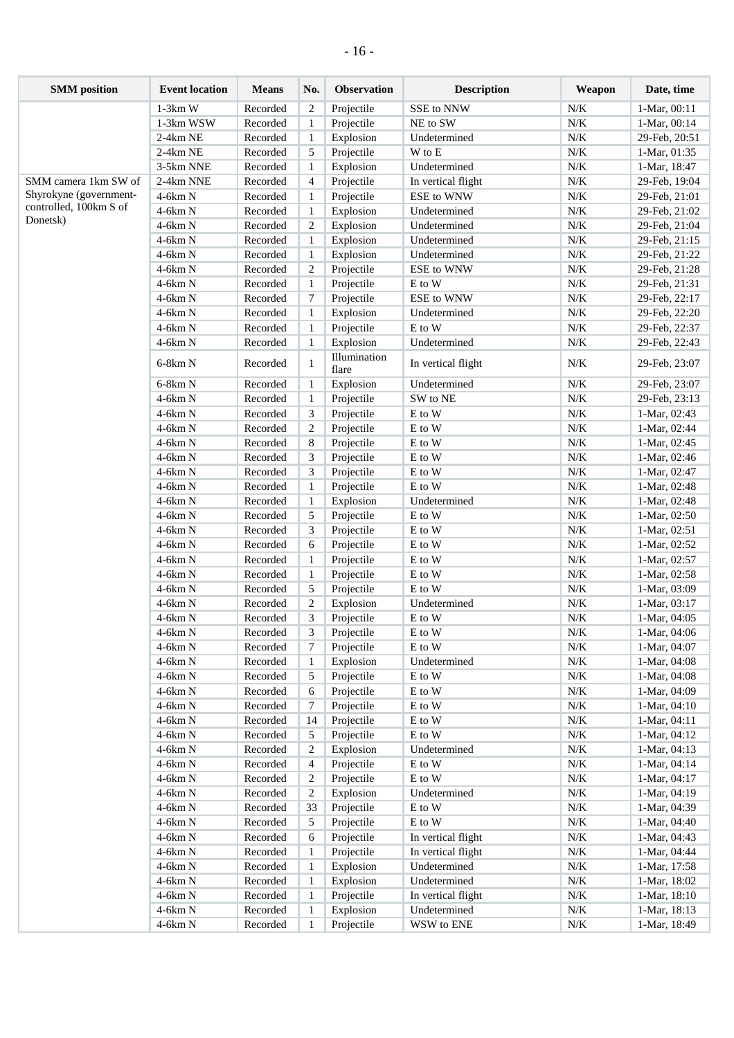| SMM position | Event location | Means | No. | Observation | Description | Weapon | Date, time |
|---|---|---|---|---|---|---|---|
| | 1-3km W | Recorded | 2 | Projectile | SSE to NNW | N/K | 1-Mar, 00:11 |
| | 1-3km WSW | Recorded | 1 | Projectile | NE to SW | N/K | 1-Mar, 00:14 |
| | 2-4km NE | Recorded | 1 | Explosion | Undetermined | N/K | 29-Feb, 20:51 |
| | 2-4km NE | Recorded | 5 | Projectile | W to E | N/K | 1-Mar, 01:35 |
| | 3-5km NNE | Recorded | 1 | Explosion | Undetermined | N/K | 1-Mar, 18:47 |
| SMM camera 1km SW of Shyrokyne (government-controlled, 100km S of Donetsk) | 2-4km NNE | Recorded | 4 | Projectile | In vertical flight | N/K | 29-Feb, 19:04 |
| | 4-6km N | Recorded | 1 | Projectile | ESE to WNW | N/K | 29-Feb, 21:01 |
| | 4-6km N | Recorded | 1 | Explosion | Undetermined | N/K | 29-Feb, 21:02 |
| | 4-6km N | Recorded | 2 | Explosion | Undetermined | N/K | 29-Feb, 21:04 |
| | 4-6km N | Recorded | 1 | Explosion | Undetermined | N/K | 29-Feb, 21:15 |
| | 4-6km N | Recorded | 1 | Explosion | Undetermined | N/K | 29-Feb, 21:22 |
| | 4-6km N | Recorded | 2 | Projectile | ESE to WNW | N/K | 29-Feb, 21:28 |
| | 4-6km N | Recorded | 1 | Projectile | E to W | N/K | 29-Feb, 21:31 |
| | 4-6km N | Recorded | 7 | Projectile | ESE to WNW | N/K | 29-Feb, 22:17 |
| | 4-6km N | Recorded | 1 | Explosion | Undetermined | N/K | 29-Feb, 22:20 |
| | 4-6km N | Recorded | 1 | Projectile | E to W | N/K | 29-Feb, 22:37 |
| | 4-6km N | Recorded | 1 | Explosion | Undetermined | N/K | 29-Feb, 22:43 |
| | 6-8km N | Recorded | 1 | Illumination flare | In vertical flight | N/K | 29-Feb, 23:07 |
| | 6-8km N | Recorded | 1 | Explosion | Undetermined | N/K | 29-Feb, 23:07 |
| | 4-6km N | Recorded | 1 | Projectile | SW to NE | N/K | 29-Feb, 23:13 |
| | 4-6km N | Recorded | 3 | Projectile | E to W | N/K | 1-Mar, 02:43 |
| | 4-6km N | Recorded | 2 | Projectile | E to W | N/K | 1-Mar, 02:44 |
| | 4-6km N | Recorded | 8 | Projectile | E to W | N/K | 1-Mar, 02:45 |
| | 4-6km N | Recorded | 3 | Projectile | E to W | N/K | 1-Mar, 02:46 |
| | 4-6km N | Recorded | 3 | Projectile | E to W | N/K | 1-Mar, 02:47 |
| | 4-6km N | Recorded | 1 | Projectile | E to W | N/K | 1-Mar, 02:48 |
| | 4-6km N | Recorded | 1 | Explosion | Undetermined | N/K | 1-Mar, 02:48 |
| | 4-6km N | Recorded | 5 | Projectile | E to W | N/K | 1-Mar, 02:50 |
| | 4-6km N | Recorded | 3 | Projectile | E to W | N/K | 1-Mar, 02:51 |
| | 4-6km N | Recorded | 6 | Projectile | E to W | N/K | 1-Mar, 02:52 |
| | 4-6km N | Recorded | 1 | Projectile | E to W | N/K | 1-Mar, 02:57 |
| | 4-6km N | Recorded | 1 | Projectile | E to W | N/K | 1-Mar, 02:58 |
| | 4-6km N | Recorded | 5 | Projectile | E to W | N/K | 1-Mar, 03:09 |
| | 4-6km N | Recorded | 2 | Explosion | Undetermined | N/K | 1-Mar, 03:17 |
| | 4-6km N | Recorded | 3 | Projectile | E to W | N/K | 1-Mar, 04:05 |
| | 4-6km N | Recorded | 3 | Projectile | E to W | N/K | 1-Mar, 04:06 |
| | 4-6km N | Recorded | 7 | Projectile | E to W | N/K | 1-Mar, 04:07 |
| | 4-6km N | Recorded | 1 | Explosion | Undetermined | N/K | 1-Mar, 04:08 |
| | 4-6km N | Recorded | 5 | Projectile | E to W | N/K | 1-Mar, 04:08 |
| | 4-6km N | Recorded | 6 | Projectile | E to W | N/K | 1-Mar, 04:09 |
| | 4-6km N | Recorded | 7 | Projectile | E to W | N/K | 1-Mar, 04:10 |
| | 4-6km N | Recorded | 14 | Projectile | E to W | N/K | 1-Mar, 04:11 |
| | 4-6km N | Recorded | 5 | Projectile | E to W | N/K | 1-Mar, 04:12 |
| | 4-6km N | Recorded | 2 | Explosion | Undetermined | N/K | 1-Mar, 04:13 |
| | 4-6km N | Recorded | 4 | Projectile | E to W | N/K | 1-Mar, 04:14 |
| | 4-6km N | Recorded | 2 | Projectile | E to W | N/K | 1-Mar, 04:17 |
| | 4-6km N | Recorded | 2 | Explosion | Undetermined | N/K | 1-Mar, 04:19 |
| | 4-6km N | Recorded | 33 | Projectile | E to W | N/K | 1-Mar, 04:39 |
| | 4-6km N | Recorded | 5 | Projectile | E to W | N/K | 1-Mar, 04:40 |
| | 4-6km N | Recorded | 6 | Projectile | In vertical flight | N/K | 1-Mar, 04:43 |
| | 4-6km N | Recorded | 1 | Projectile | In vertical flight | N/K | 1-Mar, 04:44 |
| | 4-6km N | Recorded | 1 | Explosion | Undetermined | N/K | 1-Mar, 17:58 |
| | 4-6km N | Recorded | 1 | Explosion | Undetermined | N/K | 1-Mar, 18:02 |
| | 4-6km N | Recorded | 1 | Projectile | In vertical flight | N/K | 1-Mar, 18:10 |
| | 4-6km N | Recorded | 1 | Explosion | Undetermined | N/K | 1-Mar, 18:13 |
| | 4-6km N | Recorded | 1 | Projectile | WSW to ENE | N/K | 1-Mar, 18:49 |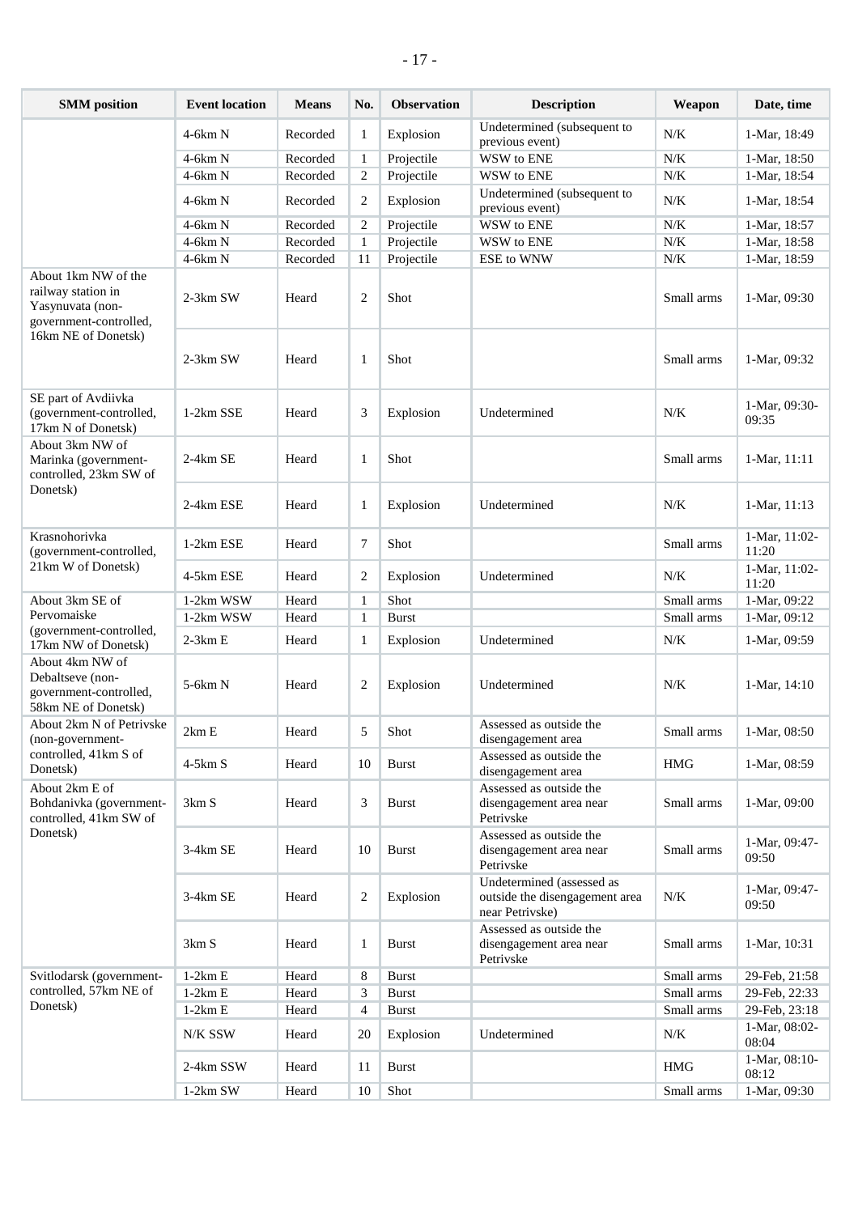| SMM position | Event location | Means | No. | Observation | Description | Weapon | Date, time |
|---|---|---|---|---|---|---|---|
| | 4-6km N | Recorded | 1 | Explosion | Undetermined (subsequent to previous event) | N/K | 1-Mar, 18:49 |
| | 4-6km N | Recorded | 1 | Projectile | WSW to ENE | N/K | 1-Mar, 18:50 |
| | 4-6km N | Recorded | 2 | Projectile | WSW to ENE | N/K | 1-Mar, 18:54 |
| | 4-6km N | Recorded | 2 | Explosion | Undetermined (subsequent to previous event) | N/K | 1-Mar, 18:54 |
| | 4-6km N | Recorded | 2 | Projectile | WSW to ENE | N/K | 1-Mar, 18:57 |
| | 4-6km N | Recorded | 1 | Projectile | WSW to ENE | N/K | 1-Mar, 18:58 |
| | 4-6km N | Recorded | 11 | Projectile | ESE to WNW | N/K | 1-Mar, 18:59 |
| About 1km NW of the railway station in Yasynuvata (non-government-controlled, 16km NE of Donetsk) | 2-3km SW | Heard | 2 | Shot | | Small arms | 1-Mar, 09:30 |
| | 2-3km SW | Heard | 1 | Shot | | Small arms | 1-Mar, 09:32 |
| SE part of Avdiivka (government-controlled, 17km N of Donetsk) | 1-2km SSE | Heard | 3 | Explosion | Undetermined | N/K | 1-Mar, 09:30-09:35 |
| About 3km NW of Marinka (government-controlled, 23km SW of Donetsk) | 2-4km SE | Heard | 1 | Shot | | Small arms | 1-Mar, 11:11 |
| | 2-4km ESE | Heard | 1 | Explosion | Undetermined | N/K | 1-Mar, 11:13 |
| Krasnohorivka (government-controlled, 21km W of Donetsk) | 1-2km ESE | Heard | 7 | Shot | | Small arms | 1-Mar, 11:02-11:20 |
| | 4-5km ESE | Heard | 2 | Explosion | Undetermined | N/K | 1-Mar, 11:02-11:20 |
| About 3km SE of Pervomaiske (government-controlled, 17km NW of Donetsk) | 1-2km WSW | Heard | 1 | Shot | | Small arms | 1-Mar, 09:22 |
| | 1-2km WSW | Heard | 1 | Burst | | Small arms | 1-Mar, 09:12 |
| | 2-3km E | Heard | 1 | Explosion | Undetermined | N/K | 1-Mar, 09:59 |
| About 4km NW of Debaltseve (non-government-controlled, 58km NE of Donetsk) | 5-6km N | Heard | 2 | Explosion | Undetermined | N/K | 1-Mar, 14:10 |
| About 2km N of Petrivske (non-government-controlled, 41km S of Donetsk) | 2km E | Heard | 5 | Shot | Assessed as outside the disengagement area | Small arms | 1-Mar, 08:50 |
| | 4-5km S | Heard | 10 | Burst | Assessed as outside the disengagement area | HMG | 1-Mar, 08:59 |
| About 2km E of Bohdanivka (government-controlled, 41km SW of Donetsk) | 3km S | Heard | 3 | Burst | Assessed as outside the disengagement area near Petrivske | Small arms | 1-Mar, 09:00 |
| | 3-4km SE | Heard | 10 | Burst | Assessed as outside the disengagement area near Petrivske | Small arms | 1-Mar, 09:47-09:50 |
| | 3-4km SE | Heard | 2 | Explosion | Undetermined (assessed as outside the disengagement area near Petrivske) | N/K | 1-Mar, 09:47-09:50 |
| | 3km S | Heard | 1 | Burst | Assessed as outside the disengagement area near Petrivske | Small arms | 1-Mar, 10:31 |
| Svitlodarsk (government-controlled, 57km NE of Donetsk) | 1-2km E | Heard | 8 | Burst | | Small arms | 29-Feb, 21:58 |
| | 1-2km E | Heard | 3 | Burst | | Small arms | 29-Feb, 22:33 |
| | 1-2km E | Heard | 4 | Burst | | Small arms | 29-Feb, 23:18 |
| | N/K SSW | Heard | 20 | Explosion | Undetermined | N/K | 1-Mar, 08:02-08:04 |
| | 2-4km SSW | Heard | 11 | Burst | | HMG | 1-Mar, 08:10-08:12 |
| | 1-2km SW | Heard | 10 | Shot | | Small arms | 1-Mar, 09:30 |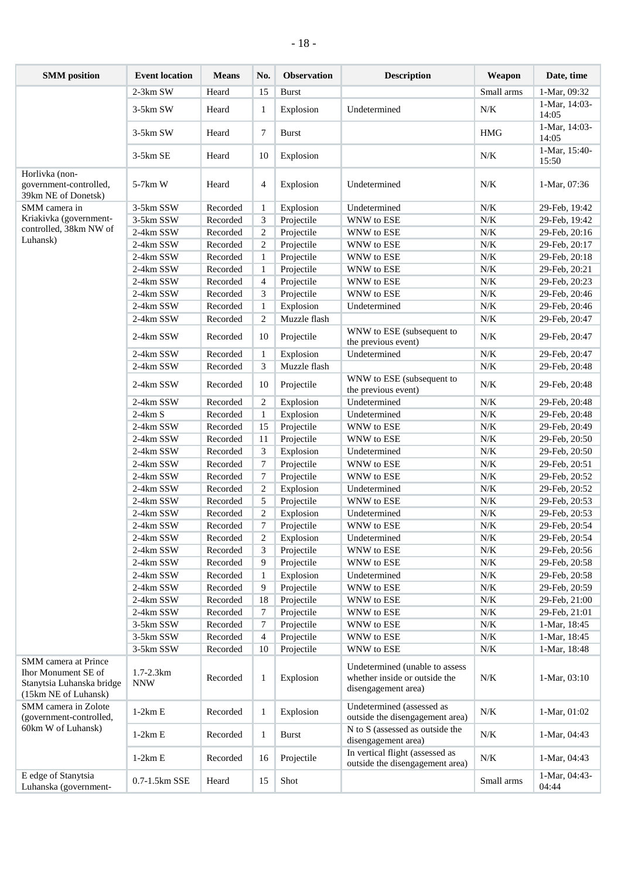| SMM position | Event location | Means | No. | Observation | Description | Weapon | Date, time |
|---|---|---|---|---|---|---|---|
| | 2-3km SW | Heard | 15 | Burst | | Small arms | 1-Mar, 09:32 |
| | 3-5km SW | Heard | 1 | Explosion | Undetermined | N/K | 1-Mar, 14:03-14:05 |
| | 3-5km SW | Heard | 7 | Burst | | HMG | 1-Mar, 14:03-14:05 |
| | 3-5km SE | Heard | 10 | Explosion | | N/K | 1-Mar, 15:40-15:50 |
| Horlivka (non-government-controlled, 39km NE of Donetsk) | 5-7km W | Heard | 4 | Explosion | Undetermined | N/K | 1-Mar, 07:36 |
| SMM camera in Kriakivka (government-controlled, 38km NW of Luhansk) | 3-5km SSW | Recorded | 1 | Explosion | Undetermined | N/K | 29-Feb, 19:42 |
| | 3-5km SSW | Recorded | 3 | Projectile | WNW to ESE | N/K | 29-Feb, 19:42 |
| | 2-4km SSW | Recorded | 2 | Projectile | WNW to ESE | N/K | 29-Feb, 20:16 |
| | 2-4km SSW | Recorded | 2 | Projectile | WNW to ESE | N/K | 29-Feb, 20:17 |
| | 2-4km SSW | Recorded | 1 | Projectile | WNW to ESE | N/K | 29-Feb, 20:18 |
| | 2-4km SSW | Recorded | 1 | Projectile | WNW to ESE | N/K | 29-Feb, 20:21 |
| | 2-4km SSW | Recorded | 4 | Projectile | WNW to ESE | N/K | 29-Feb, 20:23 |
| | 2-4km SSW | Recorded | 3 | Projectile | WNW to ESE | N/K | 29-Feb, 20:46 |
| | 2-4km SSW | Recorded | 1 | Explosion | Undetermined | N/K | 29-Feb, 20:46 |
| | 2-4km SSW | Recorded | 2 | Muzzle flash | | N/K | 29-Feb, 20:47 |
| | 2-4km SSW | Recorded | 10 | Projectile | WNW to ESE (subsequent to the previous event) | N/K | 29-Feb, 20:47 |
| | 2-4km SSW | Recorded | 1 | Explosion | Undetermined | N/K | 29-Feb, 20:47 |
| | 2-4km SSW | Recorded | 3 | Muzzle flash | | N/K | 29-Feb, 20:48 |
| | 2-4km SSW | Recorded | 10 | Projectile | WNW to ESE (subsequent to the previous event) | N/K | 29-Feb, 20:48 |
| | 2-4km SSW | Recorded | 2 | Explosion | Undetermined | N/K | 29-Feb, 20:48 |
| | 2-4km S | Recorded | 1 | Explosion | Undetermined | N/K | 29-Feb, 20:48 |
| | 2-4km SSW | Recorded | 15 | Projectile | WNW to ESE | N/K | 29-Feb, 20:49 |
| | 2-4km SSW | Recorded | 11 | Projectile | WNW to ESE | N/K | 29-Feb, 20:50 |
| | 2-4km SSW | Recorded | 3 | Explosion | Undetermined | N/K | 29-Feb, 20:50 |
| | 2-4km SSW | Recorded | 7 | Projectile | WNW to ESE | N/K | 29-Feb, 20:51 |
| | 2-4km SSW | Recorded | 7 | Projectile | WNW to ESE | N/K | 29-Feb, 20:52 |
| | 2-4km SSW | Recorded | 2 | Explosion | Undetermined | N/K | 29-Feb, 20:52 |
| | 2-4km SSW | Recorded | 5 | Projectile | WNW to ESE | N/K | 29-Feb, 20:53 |
| | 2-4km SSW | Recorded | 2 | Explosion | Undetermined | N/K | 29-Feb, 20:53 |
| | 2-4km SSW | Recorded | 7 | Projectile | WNW to ESE | N/K | 29-Feb, 20:54 |
| | 2-4km SSW | Recorded | 2 | Explosion | Undetermined | N/K | 29-Feb, 20:54 |
| | 2-4km SSW | Recorded | 3 | Projectile | WNW to ESE | N/K | 29-Feb, 20:56 |
| | 2-4km SSW | Recorded | 9 | Projectile | WNW to ESE | N/K | 29-Feb, 20:58 |
| | 2-4km SSW | Recorded | 1 | Explosion | Undetermined | N/K | 29-Feb, 20:58 |
| | 2-4km SSW | Recorded | 9 | Projectile | WNW to ESE | N/K | 29-Feb, 20:59 |
| | 2-4km SSW | Recorded | 18 | Projectile | WNW to ESE | N/K | 29-Feb, 21:00 |
| | 2-4km SSW | Recorded | 7 | Projectile | WNW to ESE | N/K | 29-Feb, 21:01 |
| | 3-5km SSW | Recorded | 7 | Projectile | WNW to ESE | N/K | 1-Mar, 18:45 |
| | 3-5km SSW | Recorded | 4 | Projectile | WNW to ESE | N/K | 1-Mar, 18:45 |
| | 3-5km SSW | Recorded | 10 | Projectile | WNW to ESE | N/K | 1-Mar, 18:48 |
| SMM camera at Prince Ihor Monument SE of Stanytsia Luhanska bridge (15km NE of Luhansk) | 1.7-2.3km NNW | Recorded | 1 | Explosion | Undetermined (unable to assess whether inside or outside the disengagement area) | N/K | 1-Mar, 03:10 |
| SMM camera in Zolote (government-controlled, 60km W of Luhansk) | 1-2km E | Recorded | 1 | Explosion | Undetermined (assessed as outside the disengagement area) | N/K | 1-Mar, 01:02 |
| | 1-2km E | Recorded | 1 | Burst | N to S (assessed as outside the disengagement area) | N/K | 1-Mar, 04:43 |
| | 1-2km E | Recorded | 16 | Projectile | In vertical flight (assessed as outside the disengagement area) | N/K | 1-Mar, 04:43 |
| E edge of Stanytsia Luhanska (government- | 0.7-1.5km SSE | Heard | 15 | Shot | | Small arms | 1-Mar, 04:43-04:44 |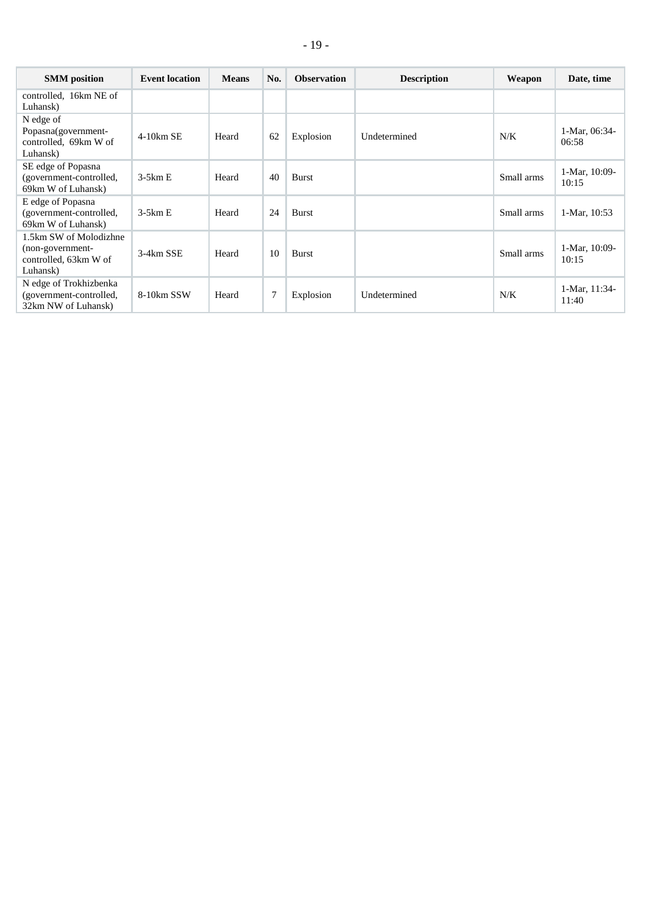| SMM position | Event location | Means | No. | Observation | Description | Weapon | Date, time |
|---|---|---|---|---|---|---|---|
| controlled, 16km NE of Luhansk) | | | | | | | |
| N edge of Popasna(government-controlled, 69km W of Luhansk) | 4-10km SE | Heard | 62 | Explosion | Undetermined | N/K | 1-Mar, 06:34-06:58 |
| SE edge of Popasna (government-controlled, 69km W of Luhansk) | 3-5km E | Heard | 40 | Burst | | Small arms | 1-Mar, 10:09-10:15 |
| E edge of Popasna (government-controlled, 69km W of Luhansk) | 3-5km E | Heard | 24 | Burst | | Small arms | 1-Mar, 10:53 |
| 1.5km SW of Molodizhne (non-government-controlled, 63km W of Luhansk) | 3-4km SSE | Heard | 10 | Burst | | Small arms | 1-Mar, 10:09-10:15 |
| N edge of Trokhizbenka (government-controlled, 32km NW of Luhansk) | 8-10km SSW | Heard | 7 | Explosion | Undetermined | N/K | 1-Mar, 11:34-11:40 |